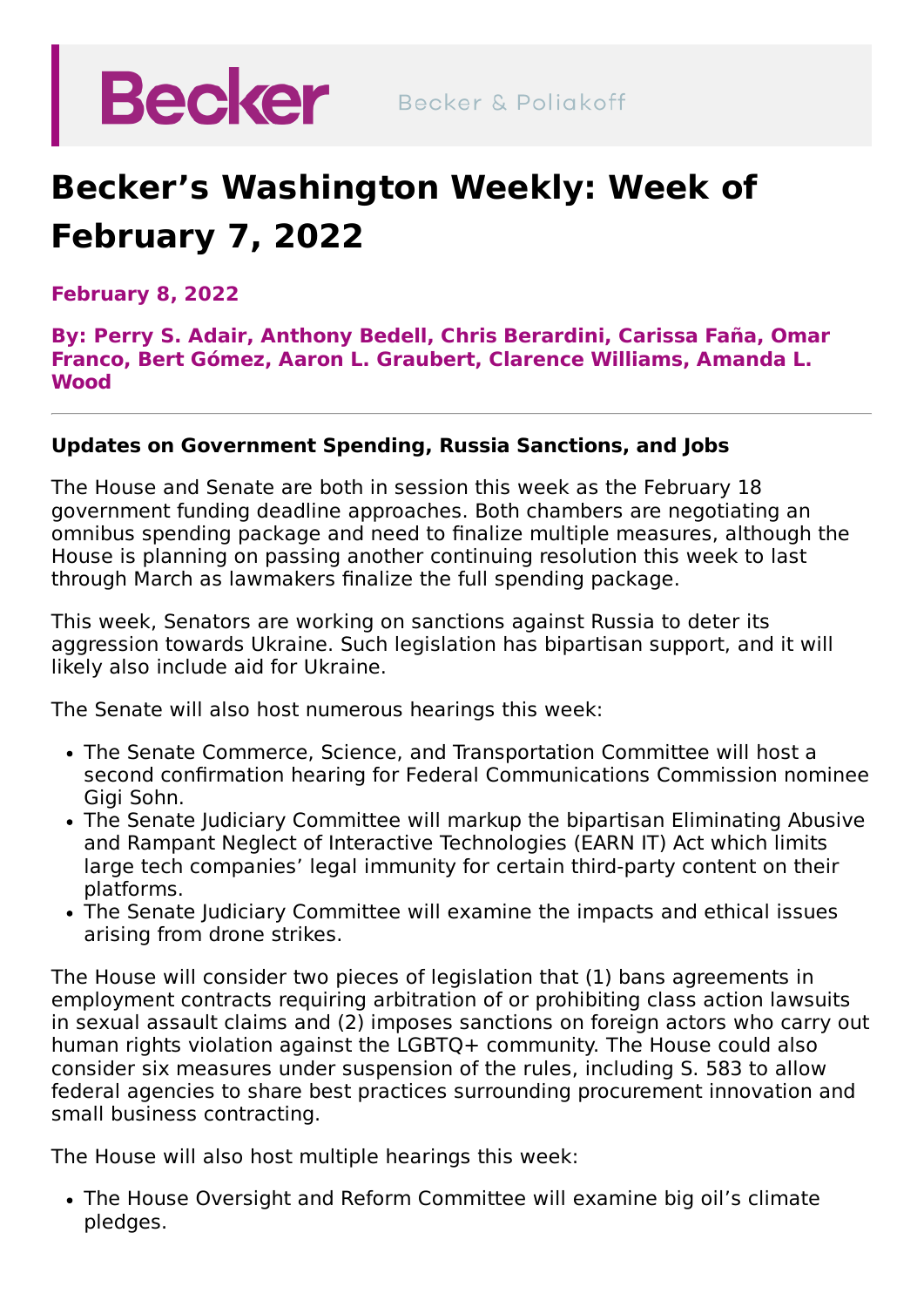Becker Becker & Poliakoff

# Becker's Washington Weekly: Week of February 7, 2022

**February 8, 2022**

**By: Perry S. Adair, Anthony Bedell, Chris Berardini, Carissa Faña, Omar Franco, Bert Gómez, Aaron L. Graubert, Clarence Williams, Amanda L. Wood**

---

### Updates on Government Spending, Russia Sanctions, and Jobs

The House and Senate are both in session this week as the February 18 government funding deadline approaches. Both chambers are negotiating an omnibus spending package and need to finalize multiple measures, although the House is planning on passing another continuing resolution this week to last through March as lawmakers finalize the full spending package.

This week, Senators are working on sanctions against Russia to deter its aggression towards Ukraine. Such legislation has bipartisan support, and it will likely also include aid for Ukraine.

The Senate will also host numerous hearings this week:

- The Senate Commerce, Science, and Transportation Committee will host a second confirmation hearing for Federal Communications Commission nominee Gigi Sohn.
- The Senate Judiciary Committee will markup the bipartisan Eliminating Abusive and Rampant Neglect of Interactive Technologies (EARN IT) Act which limits large tech companies' legal immunity for certain third-party content on their platforms.
- The Senate Judiciary Committee will examine the impacts and ethical issues arising from drone strikes.

The House will consider two pieces of legislation that (1) bans agreements in employment contracts requiring arbitration of or prohibiting class action lawsuits in sexual assault claims and (2) imposes sanctions on foreign actors who carry out human rights violation against the LGBTQ+ community. The House could also consider six measures under suspension of the rules, including S. 583 to allow federal agencies to share best practices surrounding procurement innovation and small business contracting.

The House will also host multiple hearings this week:

- The House Oversight and Reform Committee will examine big oil's climate pledges.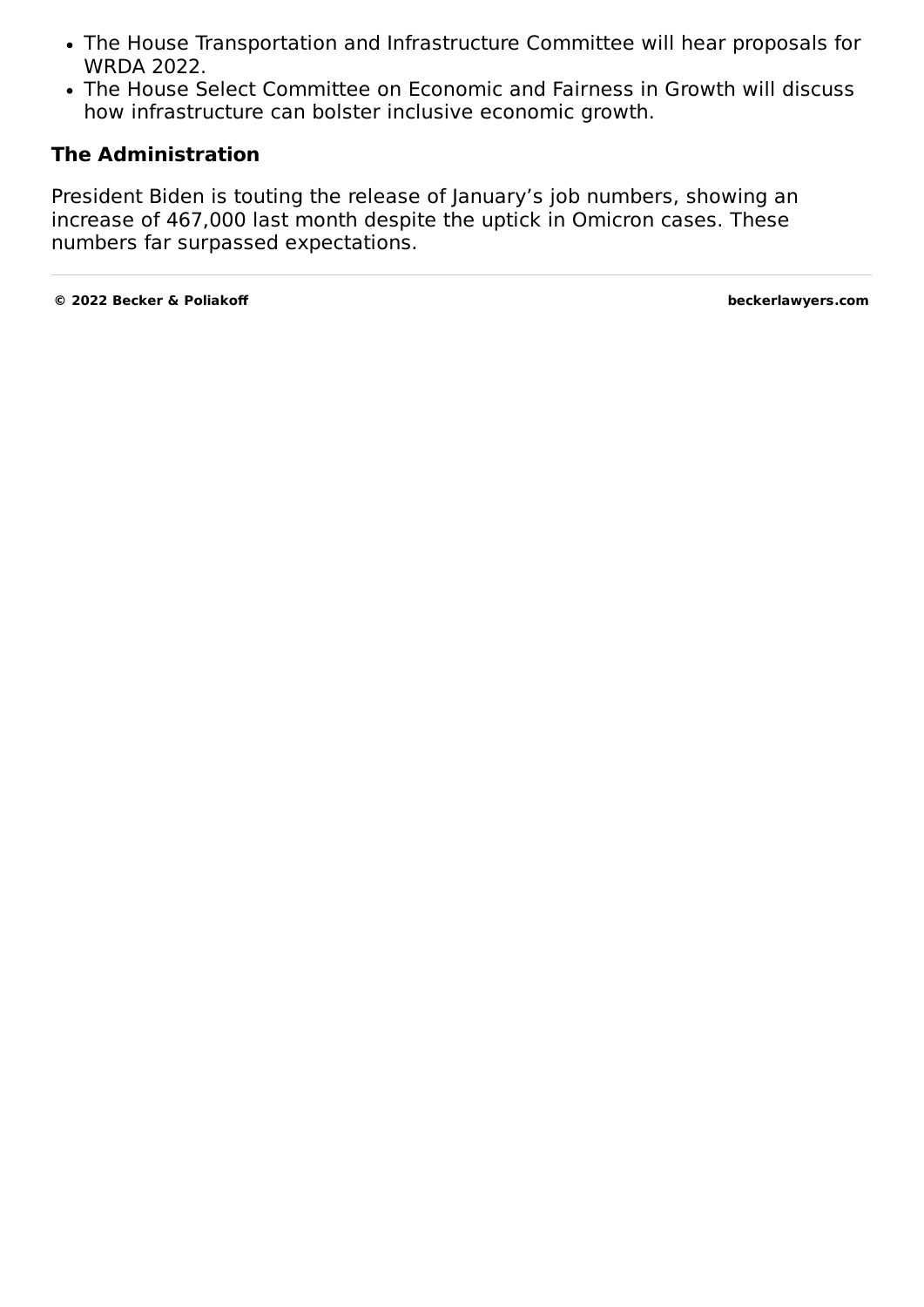- The House Transportation and Infrastructure Committee will hear proposals for WRDA 2022.
- The House Select Committee on Economic and Fairness in Growth will discuss how infrastructure can bolster inclusive economic growth.

### The Administration

President Biden is touting the release of January's job numbers, showing an increase of 467,000 last month despite the uptick in Omicron cases. These numbers far surpassed expectations.